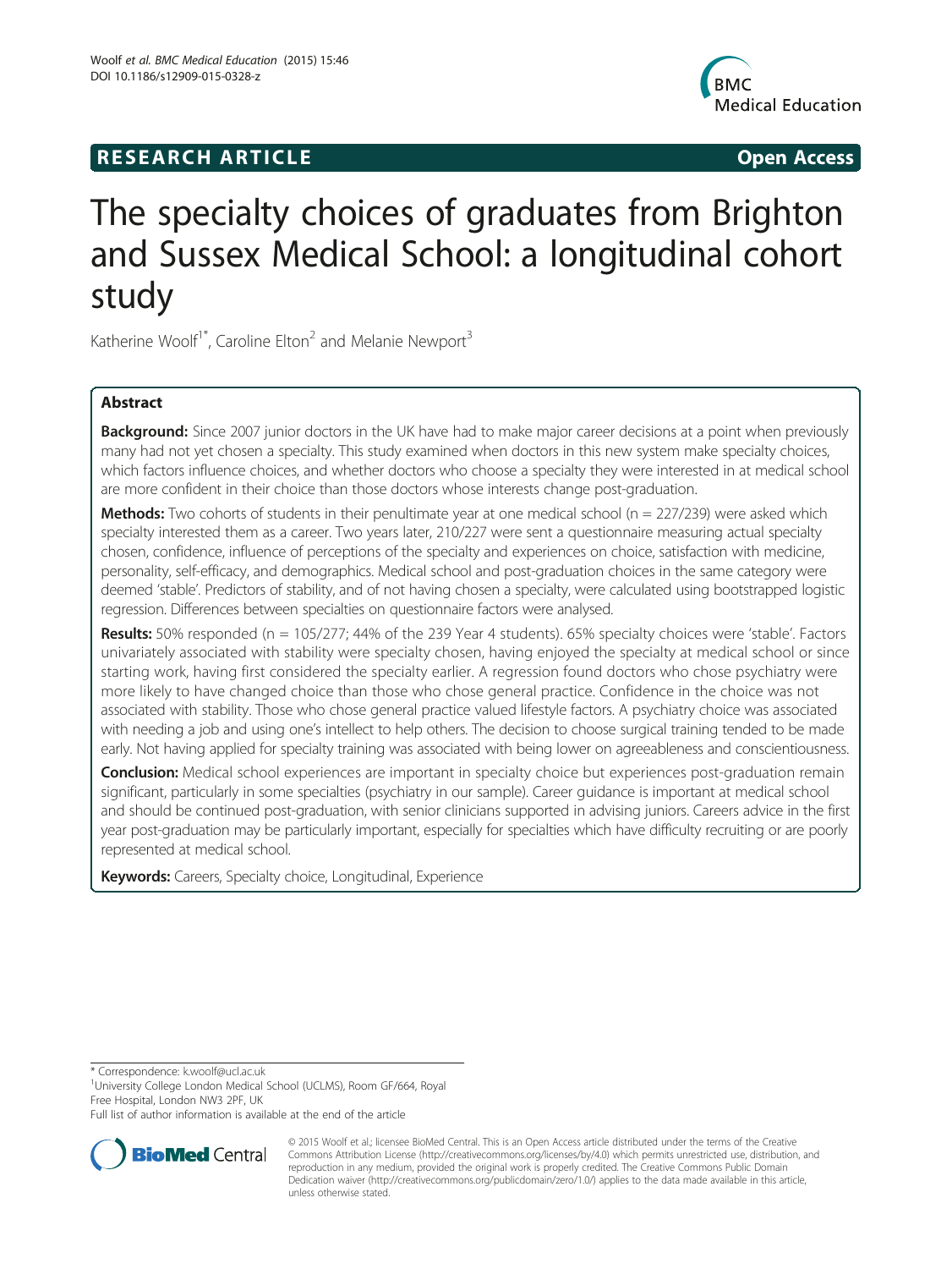RESEARCH ARTICLE Open Access

# The specialty choices of graduates from Brighton and Sussex Medical School: a longitudinal cohort study

Katherine Woolf[1*], Caroline Elton[2] and Melanie Newport[3]

## Abstract

**Background:** Since 2007 junior doctors in the UK have had to make major career decisions at a point when previously many had not yet chosen a specialty. This study examined when doctors in this new system make specialty choices, which factors influence choices, and whether doctors who choose a specialty they were interested in at medical school are more confident in their choice than those doctors whose interests change post-graduation.

**Methods:** Two cohorts of students in their penultimate year at one medical school (n = 227/239) were asked which specialty interested them as a career. Two years later, 210/227 were sent a questionnaire measuring actual specialty chosen, confidence, influence of perceptions of the specialty and experiences on choice, satisfaction with medicine, personality, self-efficacy, and demographics. Medical school and post-graduation choices in the same category were deemed 'stable'. Predictors of stability, and of not having chosen a specialty, were calculated using bootstrapped logistic regression. Differences between specialties on questionnaire factors were analysed.

**Results:** 50% responded (n = 105/277; 44% of the 239 Year 4 students). 65% specialty choices were 'stable'. Factors univariately associated with stability were specialty chosen, having enjoyed the specialty at medical school or since starting work, having first considered the specialty earlier. A regression found doctors who chose psychiatry were more likely to have changed choice than those who chose general practice. Confidence in the choice was not associated with stability. Those who chose general practice valued lifestyle factors. A psychiatry choice was associated with needing a job and using one's intellect to help others. The decision to choose surgical training tended to be made early. Not having applied for specialty training was associated with being lower on agreeableness and conscientiousness.

**Conclusion:** Medical school experiences are important in specialty choice but experiences post-graduation remain significant, particularly in some specialties (psychiatry in our sample). Career guidance is important at medical school and should be continued post-graduation, with senior clinicians supported in advising juniors. Careers advice in the first year post-graduation may be particularly important, especially for specialties which have difficulty recruiting or are poorly represented at medical school.

**Keywords:** Careers, Specialty choice, Longitudinal, Experience

---

* Correspondence: k.woolf@ucl.ac.uk

[1]University College London Medical School (UCLMS), Room GF/664, Royal Free Hospital, London NW3 2PF, UK

Full list of author information is available at the end of the article

© 2015 Woolf et al.; licensee BioMed Central. This is an Open Access article distributed under the terms of the Creative Commons Attribution License (http://creativecommons.org/licenses/by/4.0) which permits unrestricted use, distribution, and reproduction in any medium, provided the original work is properly credited. The Creative Commons Public Domain Dedication waiver (http://creativecommons.org/publicdomain/zero/1.0/) applies to the data made available in this article, unless otherwise stated.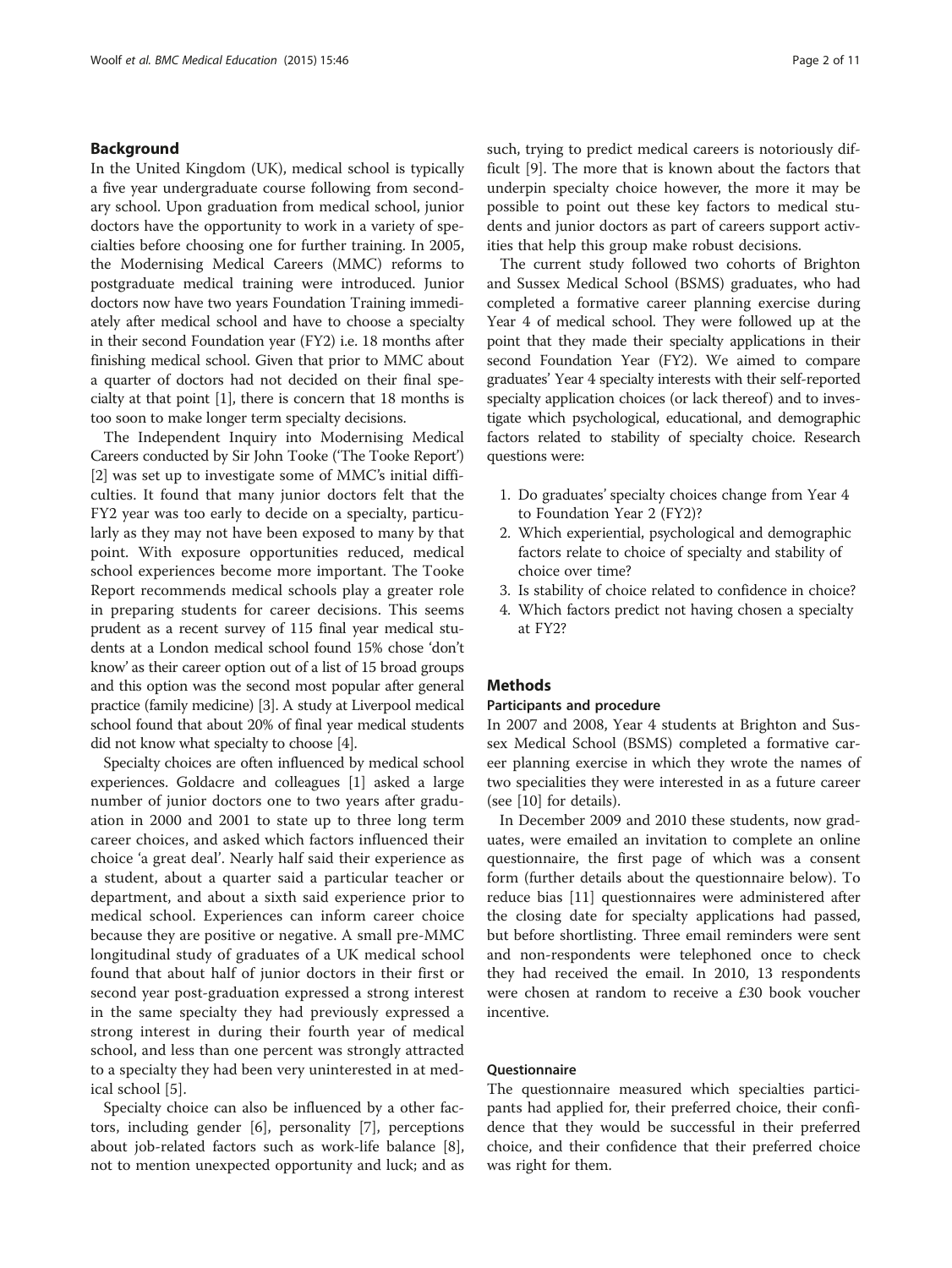## Background

In the United Kingdom (UK), medical school is typically a five year undergraduate course following from secondary school. Upon graduation from medical school, junior doctors have the opportunity to work in a variety of specialties before choosing one for further training. In 2005, the Modernising Medical Careers (MMC) reforms to postgraduate medical training were introduced. Junior doctors now have two years Foundation Training immediately after medical school and have to choose a specialty in their second Foundation year (FY2) i.e. 18 months after finishing medical school. Given that prior to MMC about a quarter of doctors had not decided on their final specialty at that point [1], there is concern that 18 months is too soon to make longer term specialty decisions.

The Independent Inquiry into Modernising Medical Careers conducted by Sir John Tooke ('The Tooke Report') [2] was set up to investigate some of MMC's initial difficulties. It found that many junior doctors felt that the FY2 year was too early to decide on a specialty, particularly as they may not have been exposed to many by that point. With exposure opportunities reduced, medical school experiences become more important. The Tooke Report recommends medical schools play a greater role in preparing students for career decisions. This seems prudent as a recent survey of 115 final year medical students at a London medical school found 15% chose 'don't know' as their career option out of a list of 15 broad groups and this option was the second most popular after general practice (family medicine) [3]. A study at Liverpool medical school found that about 20% of final year medical students did not know what specialty to choose [4].

Specialty choices are often influenced by medical school experiences. Goldacre and colleagues [1] asked a large number of junior doctors one to two years after graduation in 2000 and 2001 to state up to three long term career choices, and asked which factors influenced their choice 'a great deal'. Nearly half said their experience as a student, about a quarter said a particular teacher or department, and about a sixth said experience prior to medical school. Experiences can inform career choice because they are positive or negative. A small pre-MMC longitudinal study of graduates of a UK medical school found that about half of junior doctors in their first or second year post-graduation expressed a strong interest in the same specialty they had previously expressed a strong interest in during their fourth year of medical school, and less than one percent was strongly attracted to a specialty they had been very uninterested in at medical school [5].

Specialty choice can also be influenced by a other factors, including gender [6], personality [7], perceptions about job-related factors such as work-life balance [8], not to mention unexpected opportunity and luck; and as such, trying to predict medical careers is notoriously difficult [9]. The more that is known about the factors that underpin specialty choice however, the more it may be possible to point out these key factors to medical students and junior doctors as part of careers support activities that help this group make robust decisions.

The current study followed two cohorts of Brighton and Sussex Medical School (BSMS) graduates, who had completed a formative career planning exercise during Year 4 of medical school. They were followed up at the point that they made their specialty applications in their second Foundation Year (FY2). We aimed to compare graduates' Year 4 specialty interests with their self-reported specialty application choices (or lack thereof) and to investigate which psychological, educational, and demographic factors related to stability of specialty choice. Research questions were:

1. Do graduates' specialty choices change from Year 4 to Foundation Year 2 (FY2)?
2. Which experiential, psychological and demographic factors relate to choice of specialty and stability of choice over time?
3. Is stability of choice related to confidence in choice?
4. Which factors predict not having chosen a specialty at FY2?

## Methods

### Participants and procedure

In 2007 and 2008, Year 4 students at Brighton and Sussex Medical School (BSMS) completed a formative career planning exercise in which they wrote the names of two specialities they were interested in as a future career (see [10] for details).

In December 2009 and 2010 these students, now graduates, were emailed an invitation to complete an online questionnaire, the first page of which was a consent form (further details about the questionnaire below). To reduce bias [11] questionnaires were administered after the closing date for specialty applications had passed, but before shortlisting. Three email reminders were sent and non-respondents were telephoned once to check they had received the email. In 2010, 13 respondents were chosen at random to receive a £30 book voucher incentive.

### Questionnaire

The questionnaire measured which specialties participants had applied for, their preferred choice, their confidence that they would be successful in their preferred choice, and their confidence that their preferred choice was right for them.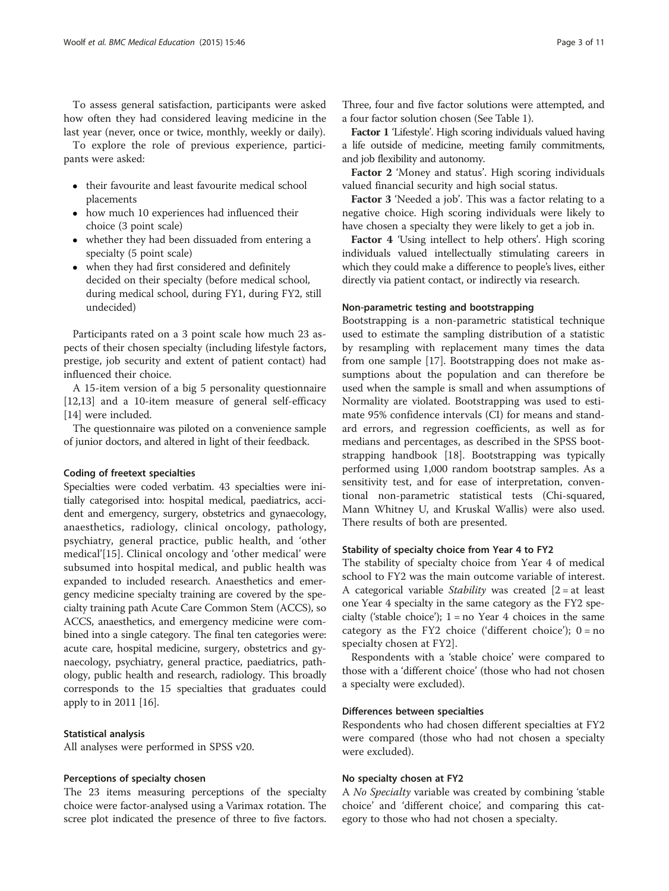To assess general satisfaction, participants were asked how often they had considered leaving medicine in the last year (never, once or twice, monthly, weekly or daily).

To explore the role of previous experience, participants were asked:

- their favourite and least favourite medical school placements
- how much 10 experiences had influenced their choice (3 point scale)
- whether they had been dissuaded from entering a specialty (5 point scale)
- when they had first considered and definitely decided on their specialty (before medical school, during medical school, during FY1, during FY2, still undecided)

Participants rated on a 3 point scale how much 23 aspects of their chosen specialty (including lifestyle factors, prestige, job security and extent of patient contact) had influenced their choice.

A 15-item version of a big 5 personality questionnaire [12,13] and a 10-item measure of general self-efficacy [14] were included.

The questionnaire was piloted on a convenience sample of junior doctors, and altered in light of their feedback.

#### Coding of freetext specialties

Specialties were coded verbatim. 43 specialties were initially categorised into: hospital medical, paediatrics, accident and emergency, surgery, obstetrics and gynaecology, anaesthetics, radiology, clinical oncology, pathology, psychiatry, general practice, public health, and 'other medical'[15]. Clinical oncology and 'other medical' were subsumed into hospital medical, and public health was expanded to included research. Anaesthetics and emergency medicine specialty training are covered by the specialty training path Acute Care Common Stem (ACCS), so ACCS, anaesthetics, and emergency medicine were combined into a single category. The final ten categories were: acute care, hospital medicine, surgery, obstetrics and gynaecology, psychiatry, general practice, paediatrics, pathology, public health and research, radiology. This broadly corresponds to the 15 specialties that graduates could apply to in 2011 [16].

#### Statistical analysis

All analyses were performed in SPSS v20.

#### Perceptions of specialty chosen

The 23 items measuring perceptions of the specialty choice were factor-analysed using a Varimax rotation. The scree plot indicated the presence of three to five factors. Three, four and five factor solutions were attempted, and a four factor solution chosen (See Table 1).

**Factor 1** 'Lifestyle'. High scoring individuals valued having a life outside of medicine, meeting family commitments, and job flexibility and autonomy.

**Factor 2** 'Money and status'. High scoring individuals valued financial security and high social status.

**Factor 3** 'Needed a job'. This was a factor relating to a negative choice. High scoring individuals were likely to have chosen a specialty they were likely to get a job in.

**Factor 4** 'Using intellect to help others'. High scoring individuals valued intellectually stimulating careers in which they could make a difference to people's lives, either directly via patient contact, or indirectly via research.

#### Non-parametric testing and bootstrapping

Bootstrapping is a non-parametric statistical technique used to estimate the sampling distribution of a statistic by resampling with replacement many times the data from one sample [17]. Bootstrapping does not make assumptions about the population and can therefore be used when the sample is small and when assumptions of Normality are violated. Bootstrapping was used to estimate 95% confidence intervals (CI) for means and standard errors, and regression coefficients, as well as for medians and percentages, as described in the SPSS bootstrapping handbook [18]. Bootstrapping was typically performed using 1,000 random bootstrap samples. As a sensitivity test, and for ease of interpretation, conventional non-parametric statistical tests (Chi-squared, Mann Whitney U, and Kruskal Wallis) were also used. There results of both are presented.

#### Stability of specialty choice from Year 4 to FY2

The stability of specialty choice from Year 4 of medical school to FY2 was the main outcome variable of interest. A categorical variable *Stability* was created [2 = at least one Year 4 specialty in the same category as the FY2 specialty ('stable choice'); 1 = no Year 4 choices in the same category as the FY2 choice ('different choice'); 0 = no specialty chosen at FY2].

Respondents with a 'stable choice' were compared to those with a 'different choice' (those who had not chosen a specialty were excluded).

#### Differences between specialties

Respondents who had chosen different specialties at FY2 were compared (those who had not chosen a specialty were excluded).

#### No specialty chosen at FY2

A *No Specialty* variable was created by combining 'stable choice' and 'different choice', and comparing this category to those who had not chosen a specialty.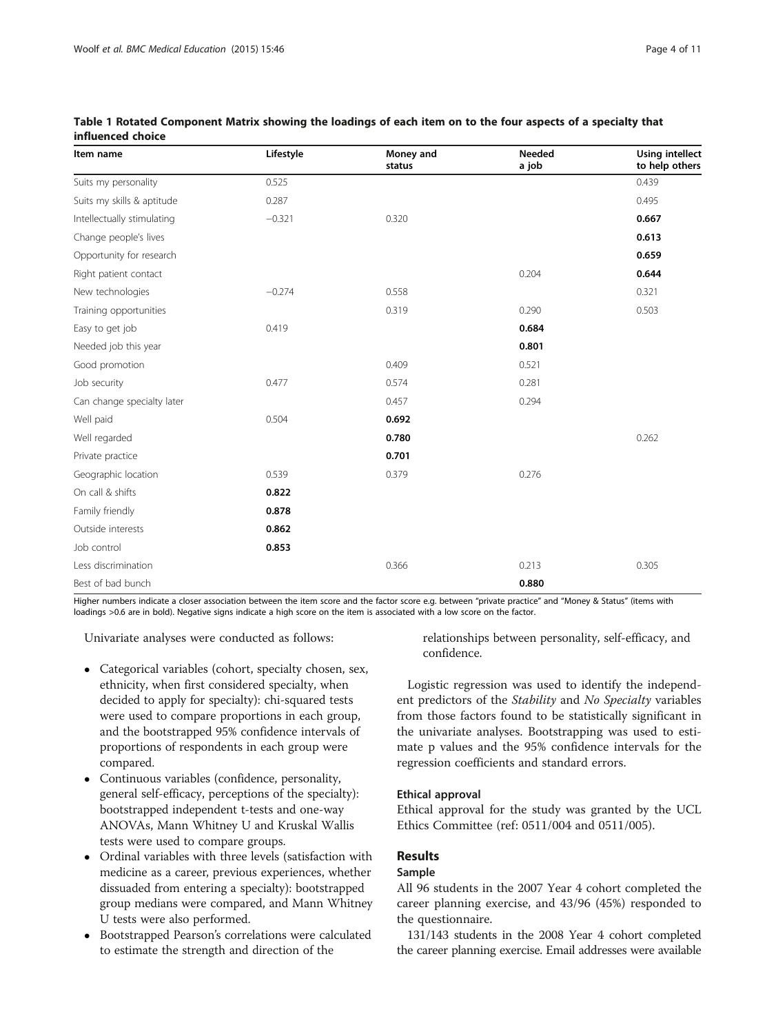**Table 1 Rotated Component Matrix showing the loadings of each item on to the four aspects of a specialty that influenced choice**

| Item name | Lifestyle | Money and status | Needed a job | Using intellect to help others |
|---|---|---|---|---|
| Suits my personality | 0.525 | | | 0.439 |
| Suits my skills & aptitude | 0.287 | | | 0.495 |
| Intellectually stimulating | −0.321 | 0.320 | | **0.667** |
| Change people's lives | | | | **0.613** |
| Opportunity for research | | | | **0.659** |
| Right patient contact | | | 0.204 | **0.644** |
| New technologies | −0.274 | 0.558 | | 0.321 |
| Training opportunities | | 0.319 | 0.290 | 0.503 |
| Easy to get job | 0.419 | | **0.684** | |
| Needed job this year | | | **0.801** | |
| Good promotion | | 0.409 | 0.521 | |
| Job security | 0.477 | 0.574 | 0.281 | |
| Can change specialty later | | 0.457 | 0.294 | |
| Well paid | 0.504 | **0.692** | | |
| Well regarded | | **0.780** | | 0.262 |
| Private practice | | **0.701** | | |
| Geographic location | 0.539 | 0.379 | 0.276 | |
| On call & shifts | **0.822** | | | |
| Family friendly | **0.878** | | | |
| Outside interests | **0.862** | | | |
| Job control | **0.853** | | | |
| Less discrimination | | 0.366 | 0.213 | 0.305 |
| Best of bad bunch | | | **0.880** | |

Higher numbers indicate a closer association between the item score and the factor score e.g. between "private practice" and "Money & Status" (items with loadings >0.6 are in bold). Negative signs indicate a high score on the item is associated with a low score on the factor.

Univariate analyses were conducted as follows:

- Categorical variables (cohort, specialty chosen, sex, ethnicity, when first considered specialty, when decided to apply for specialty): chi-squared tests were used to compare proportions in each group, and the bootstrapped 95% confidence intervals of proportions of respondents in each group were compared.
- Continuous variables (confidence, personality, general self-efficacy, perceptions of the specialty): bootstrapped independent t-tests and one-way ANOVAs, Mann Whitney U and Kruskal Wallis tests were used to compare groups.
- Ordinal variables with three levels (satisfaction with medicine as a career, previous experiences, whether dissuaded from entering a specialty): bootstrapped group medians were compared, and Mann Whitney U tests were also performed.
- Bootstrapped Pearson's correlations were calculated to estimate the strength and direction of the relationships between personality, self-efficacy, and confidence.

Logistic regression was used to identify the independent predictors of the *Stability* and *No Specialty* variables from those factors found to be statistically significant in the univariate analyses. Bootstrapping was used to estimate p values and the 95% confidence intervals for the regression coefficients and standard errors.

### Ethical approval

Ethical approval for the study was granted by the UCL Ethics Committee (ref: 0511/004 and 0511/005).

## Results

### Sample

All 96 students in the 2007 Year 4 cohort completed the career planning exercise, and 43/96 (45%) responded to the questionnaire.

131/143 students in the 2008 Year 4 cohort completed the career planning exercise. Email addresses were available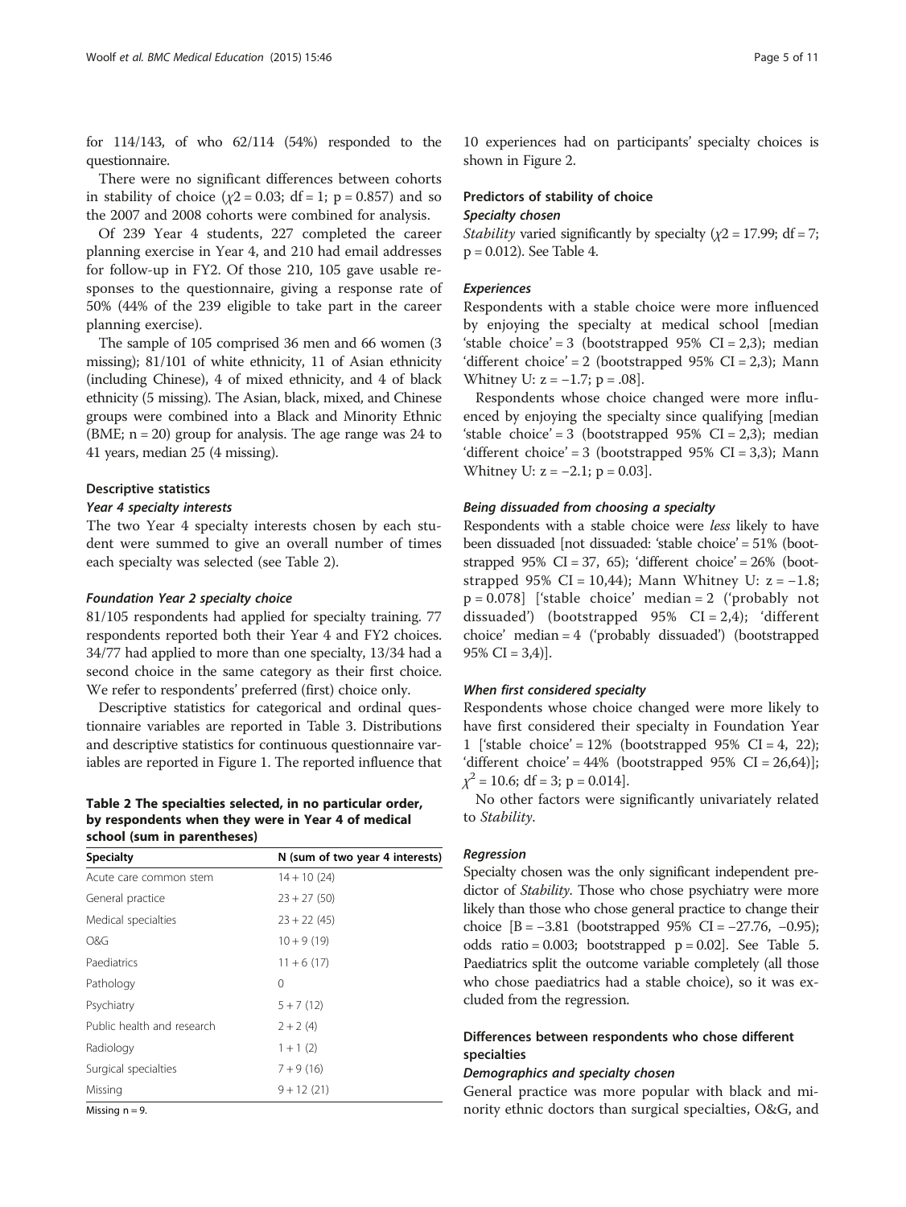for 114/143, of who 62/114 (54%) responded to the questionnaire.

There were no significant differences between cohorts in stability of choice ($\chi2 = 0.03$; df = 1; p = 0.857) and so the 2007 and 2008 cohorts were combined for analysis.

Of 239 Year 4 students, 227 completed the career planning exercise in Year 4, and 210 had email addresses for follow-up in FY2. Of those 210, 105 gave usable responses to the questionnaire, giving a response rate of 50% (44% of the 239 eligible to take part in the career planning exercise).

The sample of 105 comprised 36 men and 66 women (3 missing); 81/101 of white ethnicity, 11 of Asian ethnicity (including Chinese), 4 of mixed ethnicity, and 4 of black ethnicity (5 missing). The Asian, black, mixed, and Chinese groups were combined into a Black and Minority Ethnic (BME; n = 20) group for analysis. The age range was 24 to 41 years, median 25 (4 missing).

### Descriptive statistics

#### *Year 4 specialty interests*

The two Year 4 specialty interests chosen by each student were summed to give an overall number of times each specialty was selected (see Table 2).

#### *Foundation Year 2 specialty choice*

81/105 respondents had applied for specialty training. 77 respondents reported both their Year 4 and FY2 choices. 34/77 had applied to more than one specialty, 13/34 had a second choice in the same category as their first choice. We refer to respondents' preferred (first) choice only.

Descriptive statistics for categorical and ordinal questionnaire variables are reported in Table 3. Distributions and descriptive statistics for continuous questionnaire variables are reported in Figure 1. The reported influence that 10 experiences had on participants' specialty choices is shown in Figure 2.

**Table 2 The specialties selected, in no particular order, by respondents when they were in Year 4 of medical school (sum in parentheses)**

| Specialty | N (sum of two year 4 interests) |
|---|---|
| Acute care common stem | 14 + 10 (24) |
| General practice | 23 + 27 (50) |
| Medical specialties | 23 + 22 (45) |
| O&G | 10 + 9 (19) |
| Paediatrics | 11 + 6 (17) |
| Pathology | 0 |
| Psychiatry | 5 + 7 (12) |
| Public health and research | 2 + 2 (4) |
| Radiology | 1 + 1 (2) |
| Surgical specialties | 7 + 9 (16) |
| Missing | 9 + 12 (21) |

Missing n = 9.

### Predictors of stability of choice

#### *Specialty chosen*

*Stability* varied significantly by specialty ($\chi2 = 17.99$; df = 7; p = 0.012). See Table 4.

#### *Experiences*

Respondents with a stable choice were more influenced by enjoying the specialty at medical school [median 'stable choice' = 3 (bootstrapped 95% CI = 2,3); median 'different choice' = 2 (bootstrapped 95% CI = 2,3); Mann Whitney U: z = −1.7; p = .08].

Respondents whose choice changed were more influenced by enjoying the specialty since qualifying [median 'stable choice' = 3 (bootstrapped 95% CI = 2,3); median 'different choice' = 3 (bootstrapped 95% CI = 3,3); Mann Whitney U: z = −2.1; p = 0.03].

#### *Being dissuaded from choosing a specialty*

Respondents with a stable choice were *less* likely to have been dissuaded [not dissuaded: 'stable choice' = 51% (bootstrapped 95% CI = 37, 65); 'different choice' = 26% (bootstrapped 95% CI = 10,44); Mann Whitney U: z = −1.8; p = 0.078] ['stable choice' median = 2 ('probably not dissuaded') (bootstrapped 95% CI = 2,4); 'different choice' median = 4 ('probably dissuaded') (bootstrapped 95% CI = 3,4)].

#### *When first considered specialty*

Respondents whose choice changed were more likely to have first considered their specialty in Foundation Year 1 ['stable choice' = 12% (bootstrapped 95% CI = 4, 22); 'different choice' = 44% (bootstrapped 95% CI = 26,64)]; $\chi^2 = 10.6$; df = 3; p = 0.014].

No other factors were significantly univariately related to *Stability*.

#### *Regression*

Specialty chosen was the only significant independent predictor of *Stability*. Those who chose psychiatry were more likely than those who chose general practice to change their choice [B = −3.81 (bootstrapped 95% CI = −27.76, −0.95); odds ratio = 0.003; bootstrapped p = 0.02]. See Table 5. Paediatrics split the outcome variable completely (all those who chose paediatrics had a stable choice), so it was excluded from the regression.

### Differences between respondents who chose different specialties

#### *Demographics and specialty chosen*

General practice was more popular with black and minority ethnic doctors than surgical specialties, O&G, and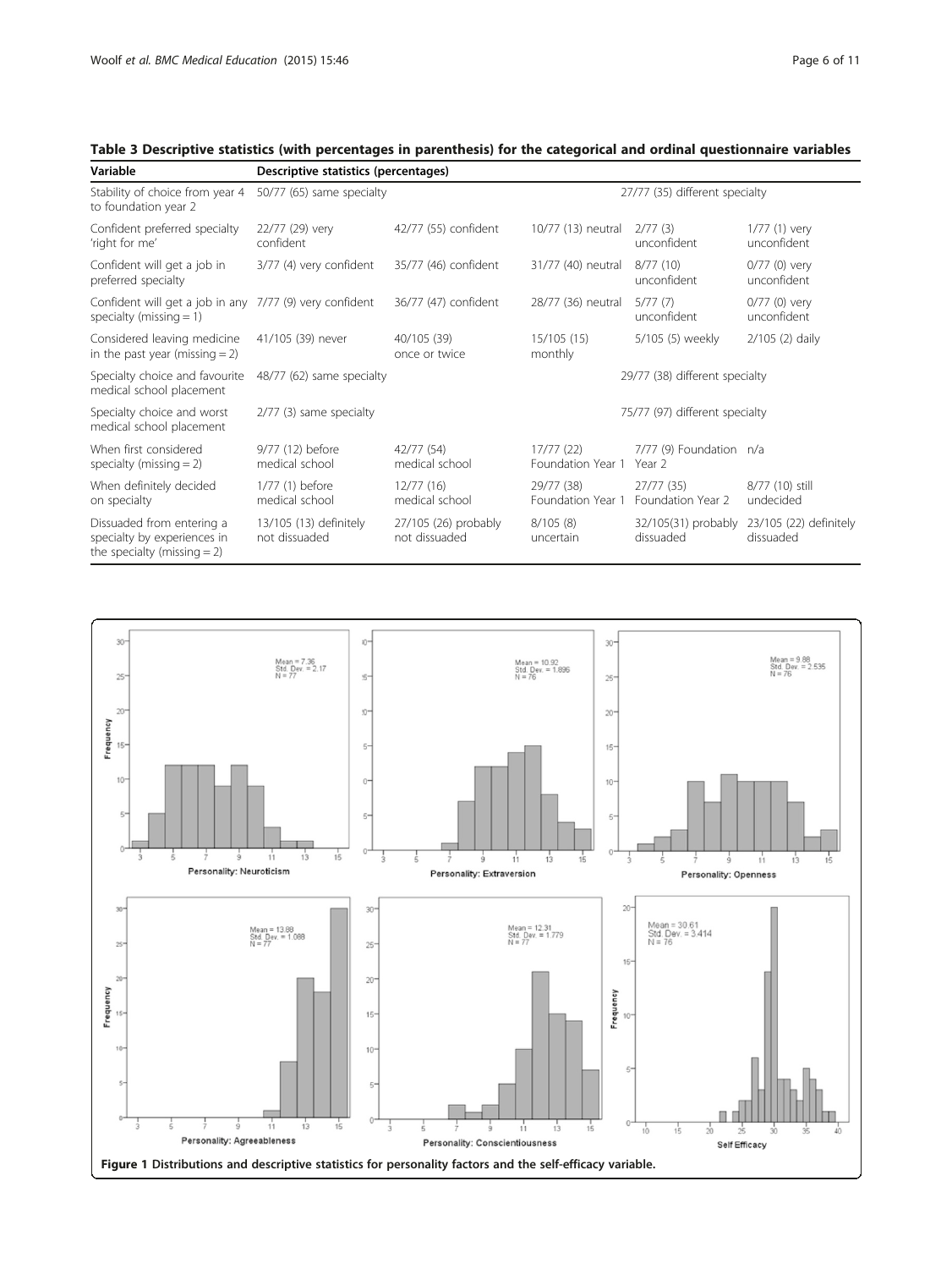**Table 3 Descriptive statistics (with percentages in parenthesis) for the categorical and ordinal questionnaire variables**

| Variable | Descriptive statistics (percentages) | | | | |
|---|---|---|---|---|---|
| Stability of choice from year 4 to foundation year 2 | 50/77 (65) same specialty | | | 27/77 (35) different specialty | |
| Confident preferred specialty 'right for me' | 22/77 (29) very confident | 42/77 (55) confident | 10/77 (13) neutral | 2/77 (3) unconfident | 1/77 (1) very unconfident |
| Confident will get a job in preferred specialty | 3/77 (4) very confident | 35/77 (46) confident | 31/77 (40) neutral | 8/77 (10) unconfident | 0/77 (0) very unconfident |
| Confident will get a job in any specialty (missing = 1) | 7/77 (9) very confident | 36/77 (47) confident | 28/77 (36) neutral | 5/77 (7) unconfident | 0/77 (0) very unconfident |
| Considered leaving medicine in the past year (missing = 2) | 41/105 (39) never | 40/105 (39) once or twice | 15/105 (15) monthly | 5/105 (5) weekly | 2/105 (2) daily |
| Specialty choice and favourite medical school placement | 48/77 (62) same specialty | | | 29/77 (38) different specialty | |
| Specialty choice and worst medical school placement | 2/77 (3) same specialty | | | 75/77 (97) different specialty | |
| When first considered specialty (missing = 2) | 9/77 (12) before medical school | 42/77 (54) medical school | 17/77 (22) Foundation Year 1 | 7/77 (9) Foundation Year 2 | n/a |
| When definitely decided on specialty | 1/77 (1) before medical school | 12/77 (16) medical school | 29/77 (38) Foundation Year 1 | 27/77 (35) Foundation Year 2 | 8/77 (10) still undecided |
| Dissuaded from entering a specialty by experiences in the specialty (missing = 2) | 13/105 (13) definitely not dissuaded | 27/105 (26) probably not dissuaded | 8/105 (8) uncertain | 32/105(31) probably dissuaded | 23/105 (22) definitely dissuaded |

**Figure 1 Distributions and descriptive statistics for personality factors and the self-efficacy variable.**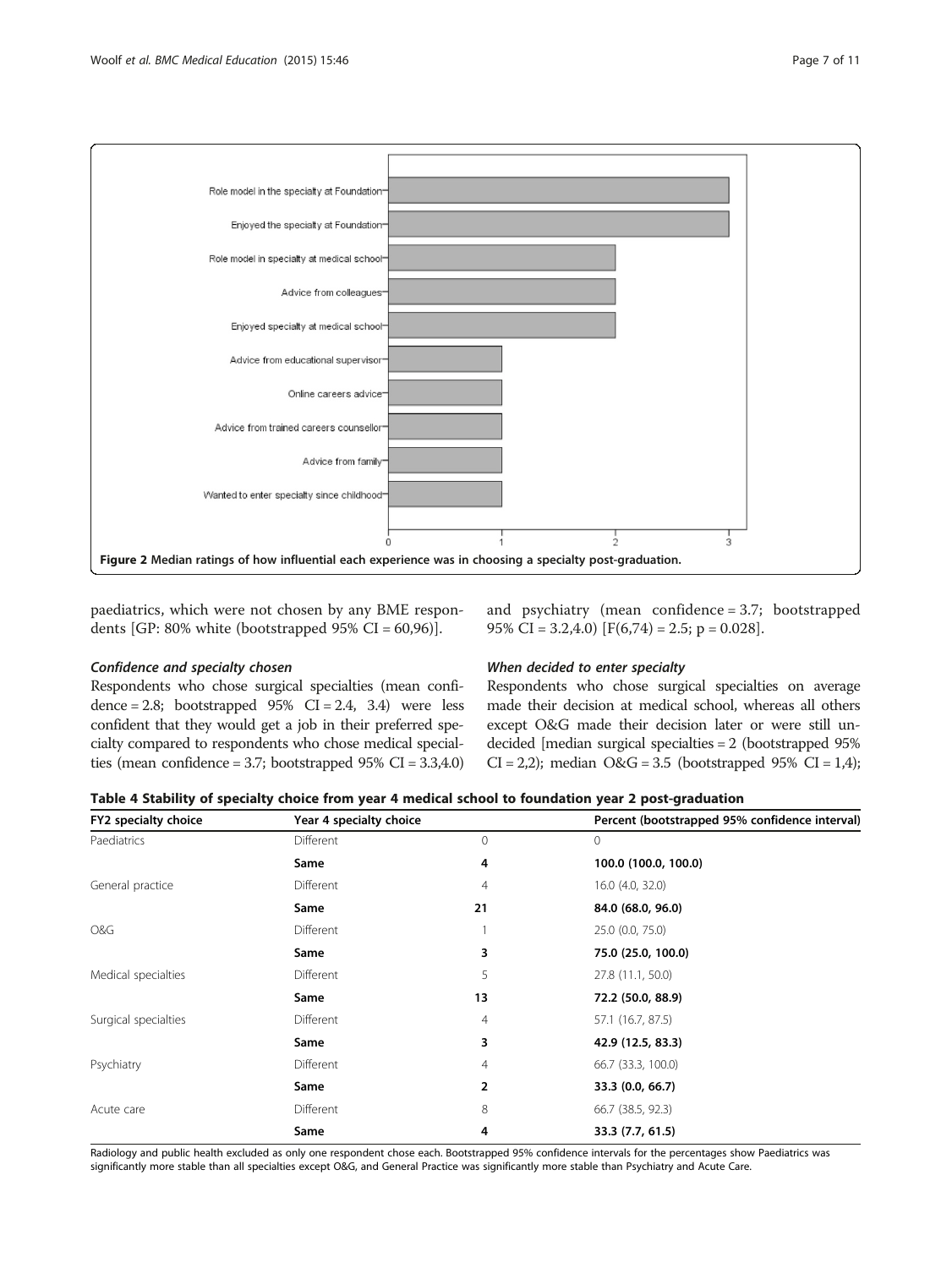Figure 2 Median ratings of how influential each experience was in choosing a specialty post-graduation.

paediatrics, which were not chosen by any BME respondents [GP: 80% white (bootstrapped 95% CI = 60,96)].

### Confidence and specialty chosen

Respondents who chose surgical specialties (mean confidence = 2.8; bootstrapped 95% CI = 2.4, 3.4) were less confident that they would get a job in their preferred specialty compared to respondents who chose medical specialties (mean confidence = 3.7; bootstrapped 95% CI = 3.3,4.0) and psychiatry (mean confidence = 3.7; bootstrapped 95% CI = 3.2,4.0) [$F(6,74) = 2.5$; $p = 0.028$].

### When decided to enter specialty

Respondents who chose surgical specialties on average made their decision at medical school, whereas all others except O&G made their decision later or were still undecided [median surgical specialties = 2 (bootstrapped 95% CI = 2,2); median O&G = 3.5 (bootstrapped 95% CI = 1,4);

**Table 4 Stability of specialty choice from year 4 medical school to foundation year 2 post-graduation**

| FY2 specialty choice | Year 4 specialty choice | | Percent (bootstrapped 95% confidence interval) |
|---|---|---|---|
| Paediatrics | Different | 0 | 0 |
| | **Same** | **4** | **100.0 (100.0, 100.0)** |
| General practice | Different | 4 | 16.0 (4.0, 32.0) |
| | **Same** | **21** | **84.0 (68.0, 96.0)** |
| O&G | Different | 1 | 25.0 (0.0, 75.0) |
| | **Same** | **3** | **75.0 (25.0, 100.0)** |
| Medical specialties | Different | 5 | 27.8 (11.1, 50.0) |
| | **Same** | **13** | **72.2 (50.0, 88.9)** |
| Surgical specialties | Different | 4 | 57.1 (16.7, 87.5) |
| | **Same** | **3** | **42.9 (12.5, 83.3)** |
| Psychiatry | Different | 4 | 66.7 (33.3, 100.0) |
| | **Same** | **2** | **33.3 (0.0, 66.7)** |
| Acute care | Different | 8 | 66.7 (38.5, 92.3) |
| | **Same** | **4** | **33.3 (7.7, 61.5)** |

Radiology and public health excluded as only one respondent chose each. Bootstrapped 95% confidence intervals for the percentages show Paediatrics was significantly more stable than all specialties except O&G, and General Practice was significantly more stable than Psychiatry and Acute Care.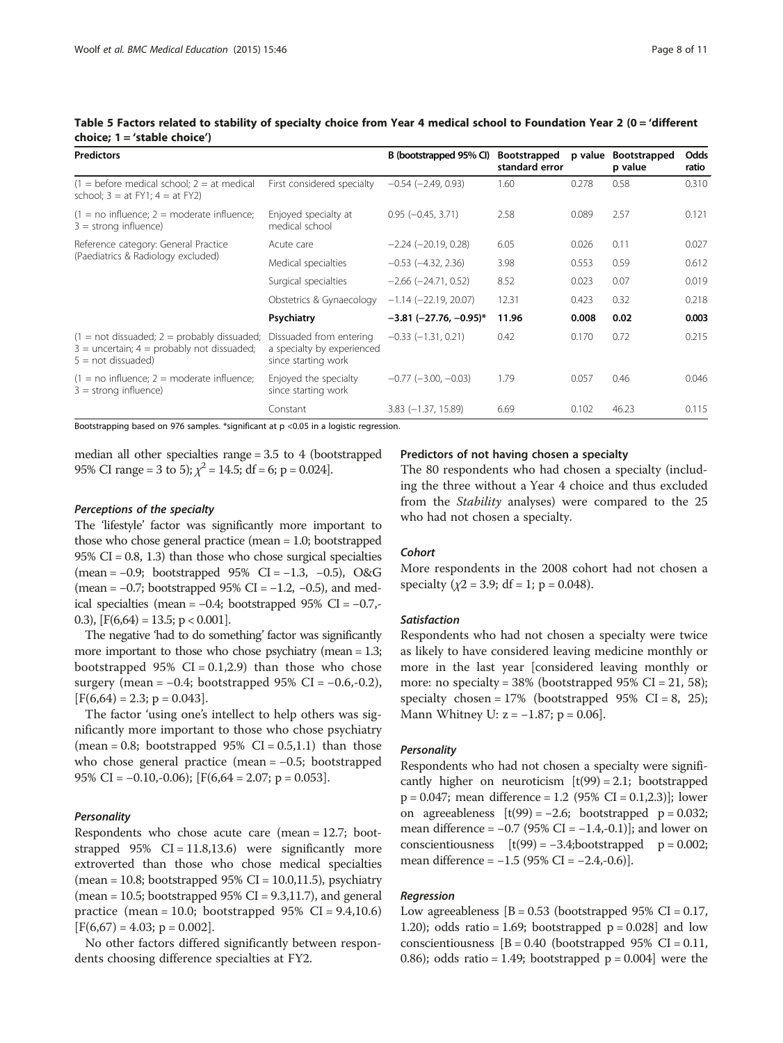**Table 5 Factors related to stability of specialty choice from Year 4 medical school to Foundation Year 2 (0 = 'different choice; 1 = 'stable choice')**

| Predictors | | B (bootstrapped 95% CI) | Bootstrapped standard error | p value | Bootstrapped p value | Odds ratio |
|---|---|---|---|---|---|---|
| (1 = before medical school; 2 = at medical school; 3 = at FY1; 4 = at FY2) | First considered specialty | −0.54 (−2.49, 0.93) | 1.60 | 0.278 | 0.58 | 0.310 |
| (1 = no influence; 2 = moderate influence; 3 = strong influence) | Enjoyed specialty at medical school | 0.95 (−0.45, 3.71) | 2.58 | 0.089 | 2.57 | 0.121 |
| Reference category: General Practice (Paediatrics & Radiology excluded) | Acute care | −2.24 (−20.19, 0.28) | 6.05 | 0.026 | 0.11 | 0.027 |
| | Medical specialties | −0.53 (−4.32, 2.36) | 3.98 | 0.553 | 0.59 | 0.612 |
| | Surgical specialties | −2.66 (−24.71, 0.52) | 8.52 | 0.023 | 0.07 | 0.019 |
| | Obstetrics & Gynaecology | −1.14 (−22.19, 20.07) | 12.31 | 0.423 | 0.32 | 0.218 |
| | **Psychiatry** | **−3.81 (−27.76, −0.95)*** | **11.96** | **0.008** | **0.02** | **0.003** |
| (1 = not dissuaded; 2 = probably dissuaded; 3 = uncertain; 4 = probably not dissuaded; 5 = not dissuaded) | Dissuaded from entering a specialty by experienced since starting work | −0.33 (−1.31, 0.21) | 0.42 | 0.170 | 0.72 | 0.215 |
| (1 = no influence; 2 = moderate influence; 3 = strong influence) | Enjoyed the specialty since starting work | −0.77 (−3.00, −0.03) | 1.79 | 0.057 | 0.46 | 0.046 |
| | Constant | 3.83 (−1.37, 15.89) | 6.69 | 0.102 | 46.23 | 0.115 |

Bootstrapping based on 976 samples. *significant at $p < 0.05$ in a logistic regression.

median all other specialties range = 3.5 to 4 (bootstrapped 95% CI range = 3 to 5); $\chi^2 = 14.5$; df = 6; p = 0.024].

#### *Perceptions of the specialty*

The 'lifestyle' factor was significantly more important to those who chose general practice (mean = 1.0; bootstrapped 95% CI = 0.8, 1.3) than those who chose surgical specialties (mean = −0.9; bootstrapped 95% CI = −1.3, −0.5), O&G (mean = −0.7; bootstrapped 95% CI = −1.2, −0.5), and medical specialties (mean = −0.4; bootstrapped 95% CI = −0.7,-0.3), [F(6,64) = 13.5; p < 0.001].

The negative 'had to do something' factor was significantly more important to those who chose psychiatry (mean = 1.3; bootstrapped 95% CI = 0.1,2.9) than those who chose surgery (mean = −0.4; bootstrapped 95% CI = −0.6,-0.2), [F(6,64) = 2.3; p = 0.043].

The factor 'using one's intellect to help others was significantly more important to those who chose psychiatry (mean = 0.8; bootstrapped 95% CI = 0.5,1.1) than those who chose general practice (mean = −0.5; bootstrapped 95% CI = −0.10,-0.06); [F(6,64 = 2.07; p = 0.053].

#### *Personality*

Respondents who chose acute care (mean = 12.7; bootstrapped 95% CI = 11.8,13.6) were significantly more extroverted than those who chose medical specialties (mean = 10.8; bootstrapped 95% CI = 10.0,11.5), psychiatry (mean = 10.5; bootstrapped 95% CI = 9.3,11.7), and general practice (mean = 10.0; bootstrapped 95% CI = 9.4,10.6) [F(6,67) = 4.03; p = 0.002].

No other factors differed significantly between respondents choosing difference specialties at FY2.

### Predictors of not having chosen a specialty

The 80 respondents who had chosen a specialty (including the three without a Year 4 choice and thus excluded from the *Stability* analyses) were compared to the 25 who had not chosen a specialty.

#### *Cohort*

More respondents in the 2008 cohort had not chosen a specialty ($\chi^2 = 3.9$; df = 1; p = 0.048).

#### *Satisfaction*

Respondents who had not chosen a specialty were twice as likely to have considered leaving medicine monthly or more in the last year [considered leaving monthly or more: no specialty = 38% (bootstrapped 95% CI = 21, 58); specialty chosen = 17% (bootstrapped 95% CI = 8, 25); Mann Whitney U: z = −1.87; p = 0.06].

#### *Personality*

Respondents who had not chosen a specialty were significantly higher on neuroticism [t(99) = 2.1; bootstrapped p = 0.047; mean difference = 1.2 (95% CI = 0.1,2.3)]; lower on agreeableness [t(99) = −2.6; bootstrapped p = 0.032; mean difference = −0.7 (95% CI = −1.4,-0.1)]; and lower on conscientiousness [t(99) = −3.4;bootstrapped p = 0.002; mean difference = −1.5 (95% CI = −2.4,-0.6)].

#### *Regression*

Low agreeableness [B = 0.53 (bootstrapped 95% CI = 0.17, 1.20); odds ratio = 1.69; bootstrapped p = 0.028] and low conscientiousness [B = 0.40 (bootstrapped 95% CI = 0.11, 0.86); odds ratio = 1.49; bootstrapped p = 0.004] were the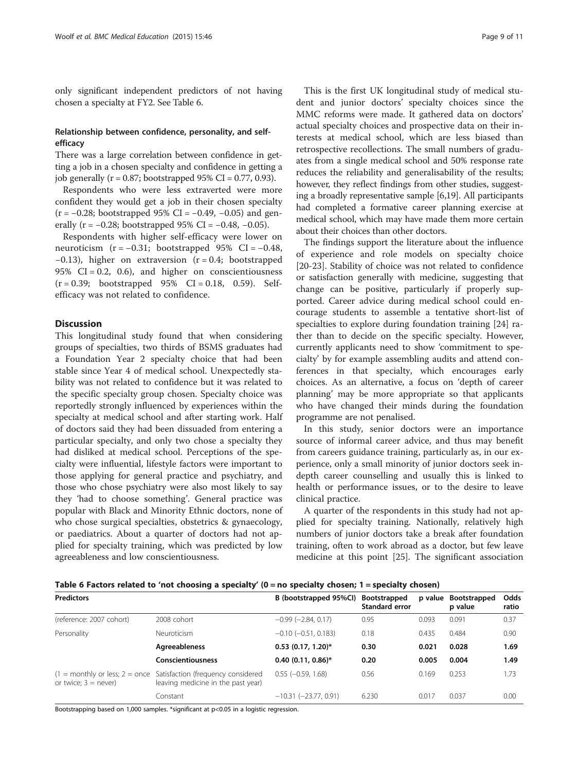only significant independent predictors of not having chosen a specialty at FY2. See Table 6.

### Relationship between confidence, personality, and self-efficacy

There was a large correlation between confidence in getting a job in a chosen specialty and confidence in getting a job generally (r = 0.87; bootstrapped 95% CI = 0.77, 0.93).

Respondents who were less extraverted were more confident they would get a job in their chosen specialty (r = −0.28; bootstrapped 95% CI = −0.49, −0.05) and generally (r = −0.28; bootstrapped 95% CI = −0.48, −0.05).

Respondents with higher self-efficacy were lower on neuroticism (r = −0.31; bootstrapped 95% CI = −0.48, −0.13), higher on extraversion (r = 0.4; bootstrapped 95% CI = 0.2, 0.6), and higher on conscientiousness (r = 0.39; bootstrapped 95% CI = 0.18, 0.59). Self-efficacy was not related to confidence.

## Discussion

This longitudinal study found that when considering groups of specialties, two thirds of BSMS graduates had a Foundation Year 2 specialty choice that had been stable since Year 4 of medical school. Unexpectedly stability was not related to confidence but it was related to the specific specialty group chosen. Specialty choice was reportedly strongly influenced by experiences within the specialty at medical school and after starting work. Half of doctors said they had been dissuaded from entering a particular specialty, and only two chose a specialty they had disliked at medical school. Perceptions of the specialty were influential, lifestyle factors were important to those applying for general practice and psychiatry, and those who chose psychiatry were also most likely to say they 'had to choose something'. General practice was popular with Black and Minority Ethnic doctors, none of who chose surgical specialties, obstetrics & gynaecology, or paediatrics. About a quarter of doctors had not applied for specialty training, which was predicted by low agreeableness and low conscientiousness.

This is the first UK longitudinal study of medical student and junior doctors' specialty choices since the MMC reforms were made. It gathered data on doctors' actual specialty choices and prospective data on their interests at medical school, which are less biased than retrospective recollections. The small numbers of graduates from a single medical school and 50% response rate reduces the reliability and generalisability of the results; however, they reflect findings from other studies, suggesting a broadly representative sample [6,19]. All participants had completed a formative career planning exercise at medical school, which may have made them more certain about their choices than other doctors.

The findings support the literature about the influence of experience and role models on specialty choice [20-23]. Stability of choice was not related to confidence or satisfaction generally with medicine, suggesting that change can be positive, particularly if properly supported. Career advice during medical school could encourage students to assemble a tentative short-list of specialties to explore during foundation training [24] rather than to decide on the specific specialty. However, currently applicants need to show 'commitment to specialty' by for example assembling audits and attend conferences in that specialty, which encourages early choices. As an alternative, a focus on 'depth of career planning' may be more appropriate so that applicants who have changed their minds during the foundation programme are not penalised.

In this study, senior doctors were an importance source of informal career advice, and thus may benefit from careers guidance training, particularly as, in our experience, only a small minority of junior doctors seek in-depth career counselling and usually this is linked to health or performance issues, or to the desire to leave clinical practice.

A quarter of the respondents in this study had not applied for specialty training. Nationally, relatively high numbers of junior doctors take a break after foundation training, often to work abroad as a doctor, but few leave medicine at this point [25]. The significant association

**Table 6 Factors related to 'not choosing a specialty' (0 = no specialty chosen; 1 = specialty chosen)**

| Predictors | | B (bootstrapped 95%CI) | Bootstrapped Standard error | p value | Bootstrapped p value | Odds ratio |
|---|---|---|---|---|---|---|
| (reference: 2007 cohort) | 2008 cohort | −0.99 (−2.84, 0.17) | 0.95 | 0.093 | 0.091 | 0.37 |
| Personality | Neuroticism | −0.10 (−0.51, 0.183) | 0.18 | 0.435 | 0.484 | 0.90 |
| | **Agreeableness** | **0.53 (0.17, 1.20)*** | **0.30** | **0.021** | **0.028** | **1.69** |
| | **Conscientiousness** | **0.40 (0.11, 0.86)*** | **0.20** | **0.005** | **0.004** | **1.49** |
| (1 = monthly or less; 2 = once or twice; 3 = never) | Satisfaction (frequency considered leaving medicine in the past year) | 0.55 (−0.59, 1.68) | 0.56 | 0.169 | 0.253 | 1.73 |
| | Constant | −10.31 (−23.77, 0.91) | 6.230 | 0.017 | 0.037 | 0.00 |

Bootstrapping based on 1,000 samples. *significant at $p<0.05$ in a logistic regression.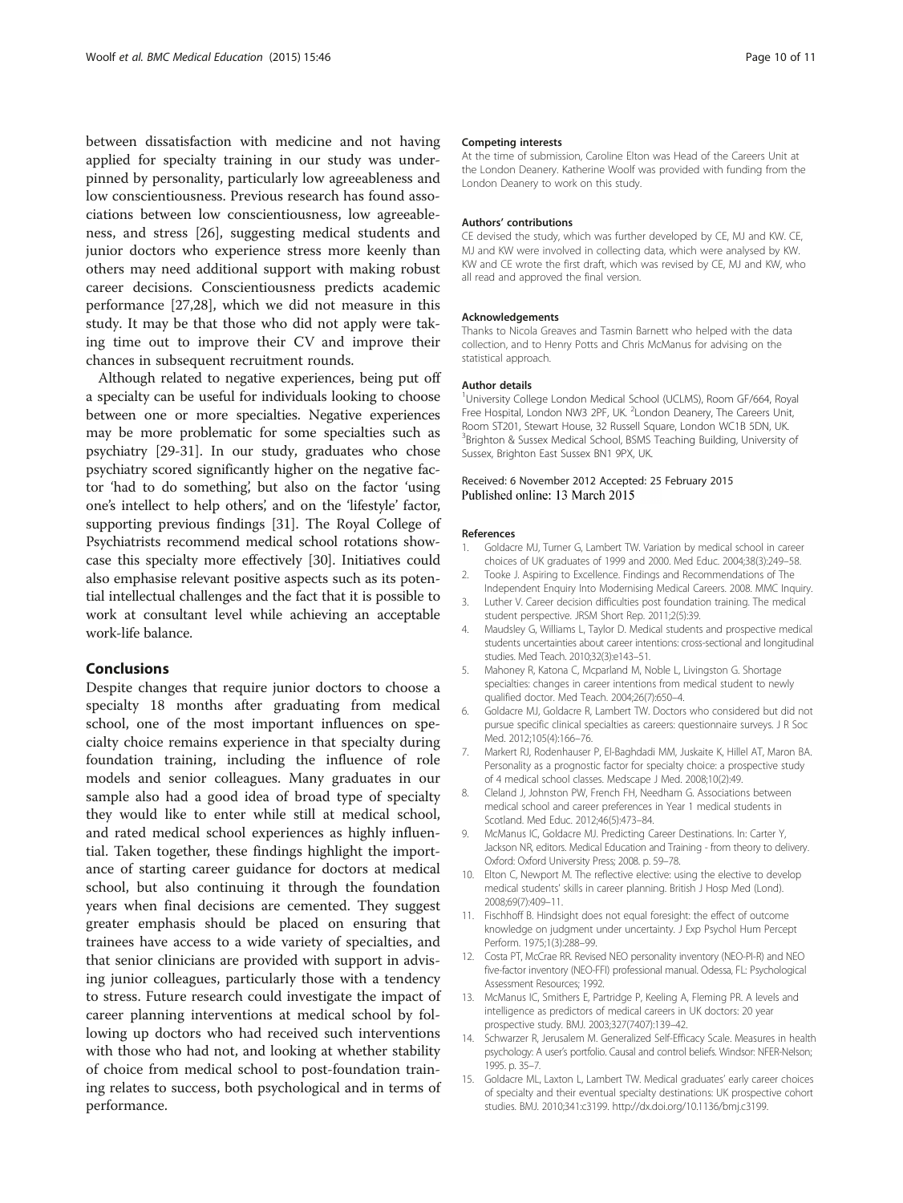between dissatisfaction with medicine and not having applied for specialty training in our study was underpinned by personality, particularly low agreeableness and low conscientiousness. Previous research has found associations between low conscientiousness, low agreeableness, and stress [26], suggesting medical students and junior doctors who experience stress more keenly than others may need additional support with making robust career decisions. Conscientiousness predicts academic performance [27,28], which we did not measure in this study. It may be that those who did not apply were taking time out to improve their CV and improve their chances in subsequent recruitment rounds.

Although related to negative experiences, being put off a specialty can be useful for individuals looking to choose between one or more specialties. Negative experiences may be more problematic for some specialties such as psychiatry [29-31]. In our study, graduates who chose psychiatry scored significantly higher on the negative factor 'had to do something', but also on the factor 'using one's intellect to help others', and on the 'lifestyle' factor, supporting previous findings [31]. The Royal College of Psychiatrists recommend medical school rotations showcase this specialty more effectively [30]. Initiatives could also emphasise relevant positive aspects such as its potential intellectual challenges and the fact that it is possible to work at consultant level while achieving an acceptable work-life balance.

## Conclusions

Despite changes that require junior doctors to choose a specialty 18 months after graduating from medical school, one of the most important influences on specialty choice remains experience in that specialty during foundation training, including the influence of role models and senior colleagues. Many graduates in our sample also had a good idea of broad type of specialty they would like to enter while still at medical school, and rated medical school experiences as highly influential. Taken together, these findings highlight the importance of starting career guidance for doctors at medical school, but also continuing it through the foundation years when final decisions are cemented. They suggest greater emphasis should be placed on ensuring that trainees have access to a wide variety of specialties, and that senior clinicians are provided with support in advising junior colleagues, particularly those with a tendency to stress. Future research could investigate the impact of career planning interventions at medical school by following up doctors who had received such interventions with those who had not, and looking at whether stability of choice from medical school to post-foundation training relates to success, both psychological and in terms of performance.

#### Competing interests

At the time of submission, Caroline Elton was Head of the Careers Unit at the London Deanery. Katherine Woolf was provided with funding from the London Deanery to work on this study.

#### Authors' contributions

CE devised the study, which was further developed by CE, MJ and KW. CE, MJ and KW were involved in collecting data, which were analysed by KW. KW and CE wrote the first draft, which was revised by CE, MJ and KW, who all read and approved the final version.

#### Acknowledgements

Thanks to Nicola Greaves and Tasmin Barnett who helped with the data collection, and to Henry Potts and Chris McManus for advising on the statistical approach.

#### Author details

[1]University College London Medical School (UCLMS), Room GF/664, Royal Free Hospital, London NW3 2PF, UK. [2]London Deanery, The Careers Unit, Room ST201, Stewart House, 32 Russell Square, London WC1B 5DN, UK. [3]Brighton & Sussex Medical School, BSMS Teaching Building, University of Sussex, Brighton East Sussex BN1 9PX, UK.

Received: 6 November 2012 Accepted: 25 February 2015
Published online: 13 March 2015

#### References

1. Goldacre MJ, Turner G, Lambert TW. Variation by medical school in career choices of UK graduates of 1999 and 2000. Med Educ. 2004;38(3):249–58.
2. Tooke J. Aspiring to Excellence. Findings and Recommendations of The Independent Enquiry Into Modernising Medical Careers. 2008. MMC Inquiry.
3. Luther V. Career decision difficulties post foundation training. The medical student perspective. JRSM Short Rep. 2011;2(5):39.
4. Maudsley G, Williams L, Taylor D. Medical students and prospective medical students uncertainties about career intentions: cross-sectional and longitudinal studies. Med Teach. 2010;32(3):e143–51.
5. Mahoney R, Katona C, Mcparland M, Noble L, Livingston G. Shortage specialties: changes in career intentions from medical student to newly qualified doctor. Med Teach. 2004;26(7):650–4.
6. Goldacre MJ, Goldacre R, Lambert TW. Doctors who considered but did not pursue specific clinical specialties as careers: questionnaire surveys. J R Soc Med. 2012;105(4):166–76.
7. Markert RJ, Rodenhauser P, El-Baghdadi MM, Juskaite K, Hillel AT, Maron BA. Personality as a prognostic factor for specialty choice: a prospective study of 4 medical school classes. Medscape J Med. 2008;10(2):49.
8. Cleland J, Johnston PW, French FH, Needham G. Associations between medical school and career preferences in Year 1 medical students in Scotland. Med Educ. 2012;46(5):473–84.
9. McManus IC, Goldacre MJ. Predicting Career Destinations. In: Carter Y, Jackson NR, editors. Medical Education and Training - from theory to delivery. Oxford: Oxford University Press; 2008. p. 59–78.
10. Elton C, Newport M. The reflective elective: using the elective to develop medical students' skills in career planning. British J Hosp Med (Lond). 2008;69(7):409–11.
11. Fischhoff B. Hindsight does not equal foresight: the effect of outcome knowledge on judgment under uncertainty. J Exp Psychol Hum Percept Perform. 1975;1(3):288–99.
12. Costa PT, McCrae RR. Revised NEO personality inventory (NEO-PI-R) and NEO five-factor inventory (NEO-FFI) professional manual. Odessa, FL: Psychological Assessment Resources; 1992.
13. McManus IC, Smithers E, Partridge P, Keeling A, Fleming PR. A levels and intelligence as predictors of medical careers in UK doctors: 20 year prospective study. BMJ. 2003;327(7407):139–42.
14. Schwarzer R, Jerusalem M. Generalized Self-Efficacy Scale. Measures in health psychology: A user's portfolio. Causal and control beliefs. Windsor: NFER-Nelson; 1995. p. 35–7.
15. Goldacre ML, Laxton L, Lambert TW. Medical graduates' early career choices of specialty and their eventual specialty destinations: UK prospective cohort studies. BMJ. 2010;341:c3199. http://dx.doi.org/10.1136/bmj.c3199.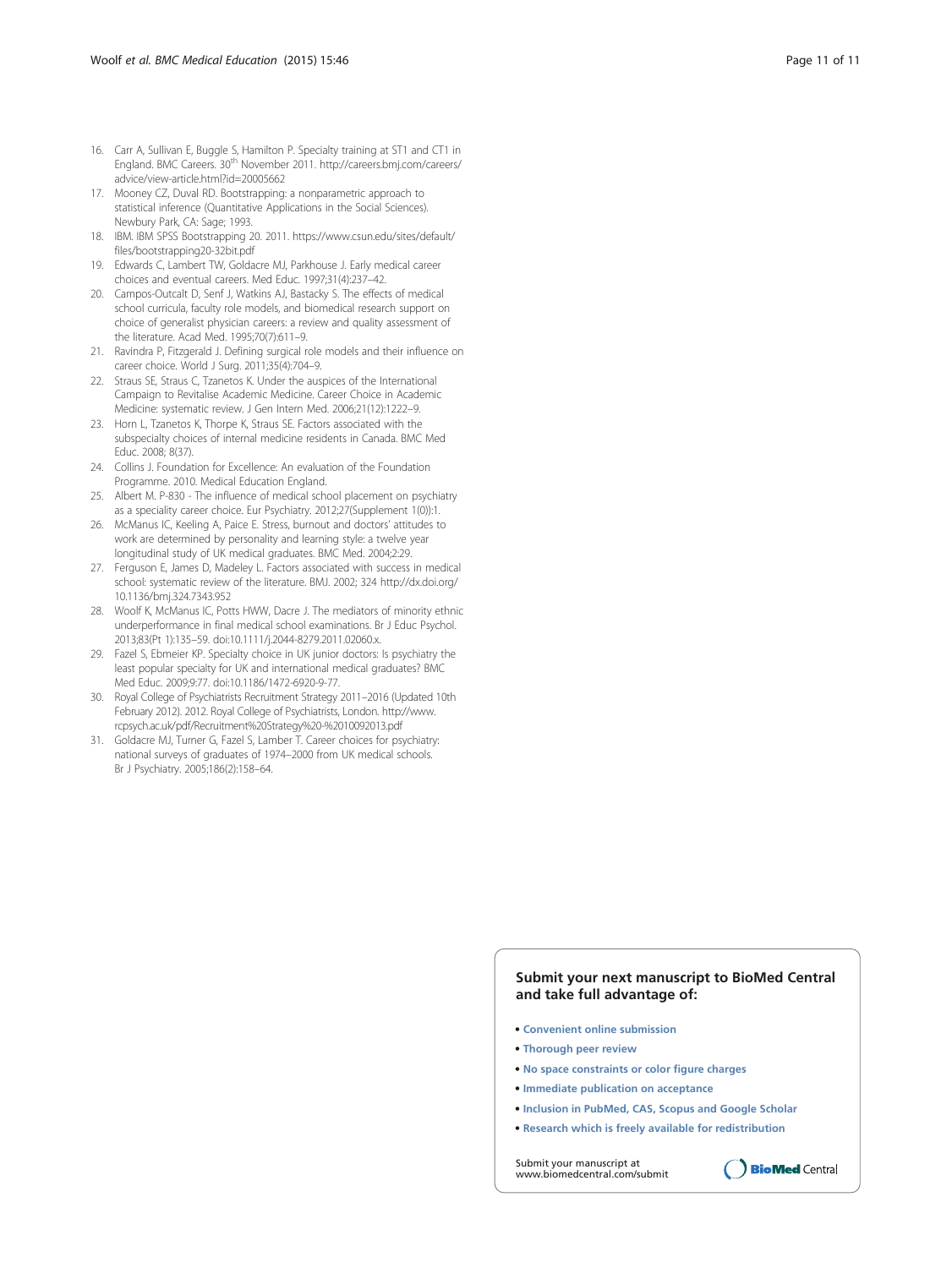16. Carr A, Sullivan E, Buggle S, Hamilton P. Specialty training at ST1 and CT1 in England. BMC Careers. 30th November 2011. http://careers.bmj.com/careers/advice/view-article.html?id=20005662
17. Mooney CZ, Duval RD. Bootstrapping: a nonparametric approach to statistical inference (Quantitative Applications in the Social Sciences). Newbury Park, CA: Sage; 1993.
18. IBM. IBM SPSS Bootstrapping 20. 2011. https://www.csun.edu/sites/default/files/bootstrapping20-32bit.pdf
19. Edwards C, Lambert TW, Goldacre MJ, Parkhouse J. Early medical career choices and eventual careers. Med Educ. 1997;31(4):237–42.
20. Campos-Outcalt D, Senf J, Watkins AJ, Bastacky S. The effects of medical school curricula, faculty role models, and biomedical research support on choice of generalist physician careers: a review and quality assessment of the literature. Acad Med. 1995;70(7):611–9.
21. Ravindra P, Fitzgerald J. Defining surgical role models and their influence on career choice. World J Surg. 2011;35(4):704–9.
22. Straus SE, Straus C, Tzanetos K. Under the auspices of the International Campaign to Revitalise Academic Medicine. Career Choice in Academic Medicine: systematic review. J Gen Intern Med. 2006;21(12):1222–9.
23. Horn L, Tzanetos K, Thorpe K, Straus SE. Factors associated with the subspecialty choices of internal medicine residents in Canada. BMC Med Educ. 2008; 8(37).
24. Collins J. Foundation for Excellence: An evaluation of the Foundation Programme. 2010. Medical Education England.
25. Albert M. P-830 - The influence of medical school placement on psychiatry as a speciality career choice. Eur Psychiatry. 2012;27(Supplement 1(0)):1.
26. McManus IC, Keeling A, Paice E. Stress, burnout and doctors' attitudes to work are determined by personality and learning style: a twelve year longitudinal study of UK medical graduates. BMC Med. 2004;2:29.
27. Ferguson E, James D, Madeley L. Factors associated with success in medical school: systematic review of the literature. BMJ. 2002; 324 http://dx.doi.org/10.1136/bmj.324.7343.952
28. Woolf K, McManus IC, Potts HWW, Dacre J. The mediators of minority ethnic underperformance in final medical school examinations. Br J Educ Psychol. 2013;83(Pt 1):135–59. doi:10.1111/j.2044-8279.2011.02060.x.
29. Fazel S, Ebmeier KP. Specialty choice in UK junior doctors: Is psychiatry the least popular specialty for UK and international medical graduates? BMC Med Educ. 2009;9:77. doi:10.1186/1472-6920-9-77.
30. Royal College of Psychiatrists Recruitment Strategy 2011–2016 (Updated 10th February 2012). 2012. Royal College of Psychiatrists, London. http://www.rcpsych.ac.uk/pdf/Recruitment%20Strategy%20-%2010092013.pdf
31. Goldacre MJ, Turner G, Fazel S, Lamber T. Career choices for psychiatry: national surveys of graduates of 1974–2000 from UK medical schools. Br J Psychiatry. 2005;186(2):158–64.

**Submit your next manuscript to BioMed Central and take full advantage of:**

- Convenient online submission
- Thorough peer review
- No space constraints or color figure charges
- Immediate publication on acceptance
- Inclusion in PubMed, CAS, Scopus and Google Scholar
- Research which is freely available for redistribution

Submit your manuscript at www.biomedcentral.com/submit

BioMed Central